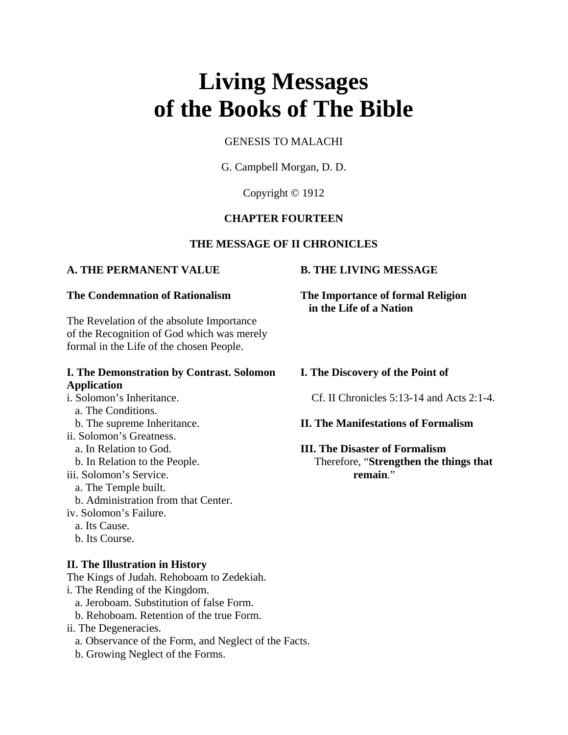# Living Messages of the Books of The Bible

GENESIS TO MALACHI

G. Campbell Morgan, D. D.

Copyright © 1912

**CHAPTER FOURTEEN**

**THE MESSAGE OF II CHRONICLES**

## A. THE PERMANENT VALUE

**The Condemnation of Rationalism**

The Revelation of the absolute Importance of the Recognition of God which was merely formal in the Life of the chosen People.

**I. The Demonstration by Contrast. Solomon**

i. Solomon's Inheritance.
  a. The Conditions.
  b. The supreme Inheritance.
ii. Solomon's Greatness.
  a. In Relation to God.
  b. In Relation to the People.
iii. Solomon's Service.
  a. The Temple built.
  b. Administration from that Center.
iv. Solomon's Failure.
  a. Its Cause.
  b. Its Course.

**II. The Illustration in History**

The Kings of Judah. Rehoboam to Zedekiah.
i. The Rending of the Kingdom.
  a. Jeroboam. Substitution of false Form.
  b. Rehoboam. Retention of the true Form.
ii. The Degeneracies.
  a. Observance of the Form, and Neglect of the Facts.
  b. Growing Neglect of the Forms.

## B. THE LIVING MESSAGE

**The Importance of formal Religion in the Life of a Nation**

**I. The Discovery of the Point of Application**

Cf. II Chronicles 5:13-14 and Acts 2:1-4.

**II. The Manifestations of Formalism**

**III. The Disaster of Formalism**

Therefore, "**Strengthen the things that remain**."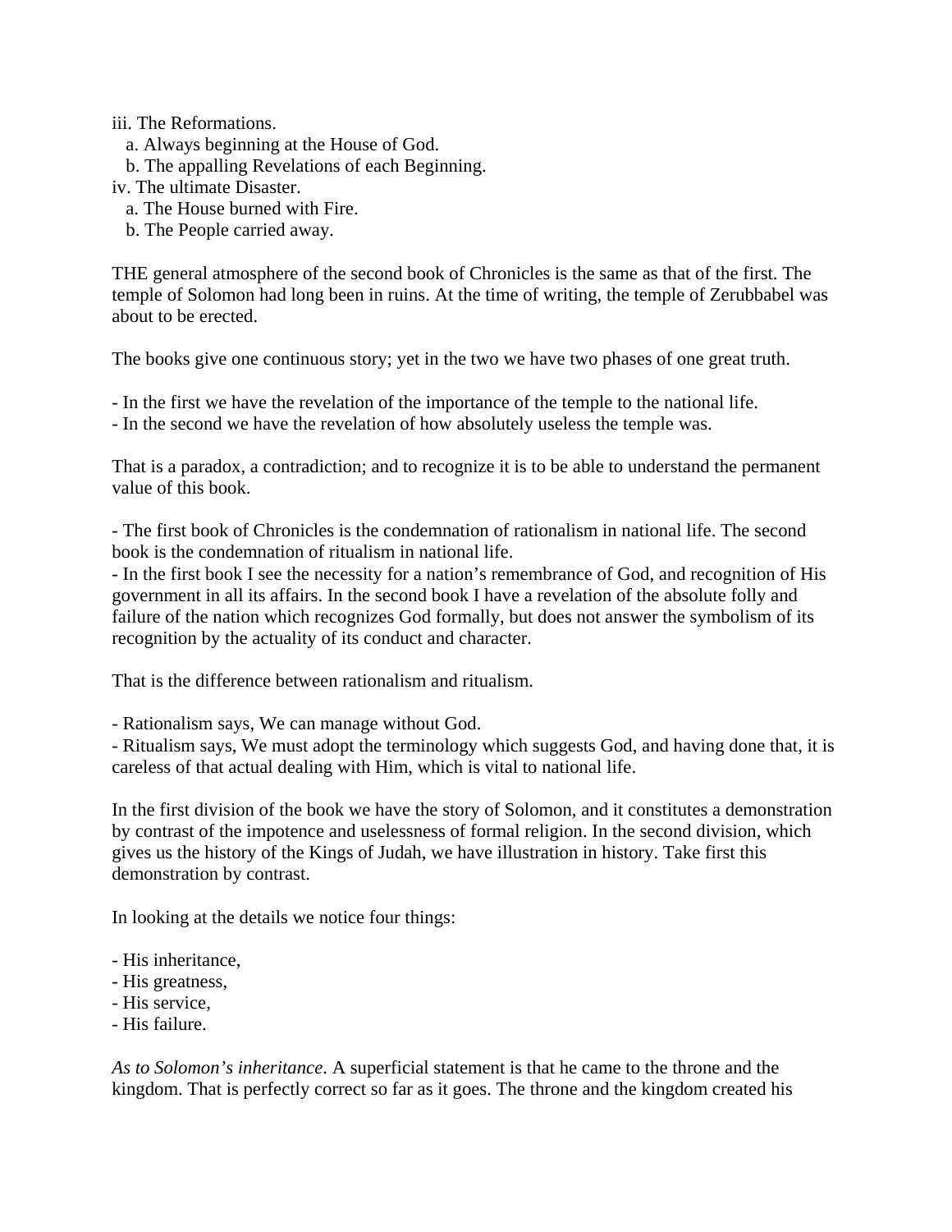iii. The Reformations.
   a. Always beginning at the House of God.
   b. The appalling Revelations of each Beginning.
iv. The ultimate Disaster.
   a. The House burned with Fire.
   b. The People carried away.

THE general atmosphere of the second book of Chronicles is the same as that of the first. The temple of Solomon had long been in ruins. At the time of writing, the temple of Zerubbabel was about to be erected.

The books give one continuous story; yet in the two we have two phases of one great truth.

- In the first we have the revelation of the importance of the temple to the national life.
- In the second we have the revelation of how absolutely useless the temple was.

That is a paradox, a contradiction; and to recognize it is to be able to understand the permanent value of this book.

- The first book of Chronicles is the condemnation of rationalism in national life. The second book is the condemnation of ritualism in national life.
- In the first book I see the necessity for a nation's remembrance of God, and recognition of His government in all its affairs. In the second book I have a revelation of the absolute folly and failure of the nation which recognizes God formally, but does not answer the symbolism of its recognition by the actuality of its conduct and character.

That is the difference between rationalism and ritualism.

- Rationalism says, We can manage without God.
- Ritualism says, We must adopt the terminology which suggests God, and having done that, it is careless of that actual dealing with Him, which is vital to national life.

In the first division of the book we have the story of Solomon, and it constitutes a demonstration by contrast of the impotence and uselessness of formal religion. In the second division, which gives us the history of the Kings of Judah, we have illustration in history. Take first this demonstration by contrast.

In looking at the details we notice four things:

- His inheritance,
- His greatness,
- His service,
- His failure.

*As to Solomon's inheritance*. A superficial statement is that he came to the throne and the kingdom. That is perfectly correct so far as it goes. The throne and the kingdom created his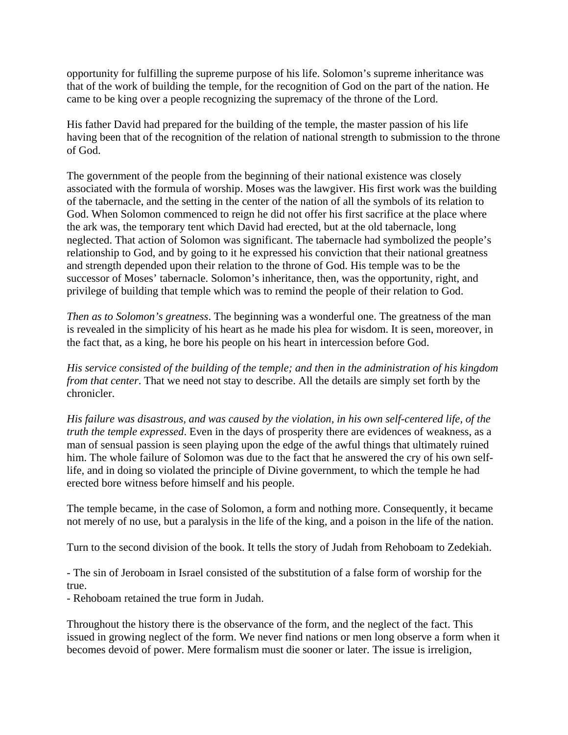opportunity for fulfilling the supreme purpose of his life. Solomon's supreme inheritance was that of the work of building the temple, for the recognition of God on the part of the nation. He came to be king over a people recognizing the supremacy of the throne of the Lord.

His father David had prepared for the building of the temple, the master passion of his life having been that of the recognition of the relation of national strength to submission to the throne of God.

The government of the people from the beginning of their national existence was closely associated with the formula of worship. Moses was the lawgiver. His first work was the building of the tabernacle, and the setting in the center of the nation of all the symbols of its relation to God. When Solomon commenced to reign he did not offer his first sacrifice at the place where the ark was, the temporary tent which David had erected, but at the old tabernacle, long neglected. That action of Solomon was significant. The tabernacle had symbolized the people's relationship to God, and by going to it he expressed his conviction that their national greatness and strength depended upon their relation to the throne of God. His temple was to be the successor of Moses' tabernacle. Solomon's inheritance, then, was the opportunity, right, and privilege of building that temple which was to remind the people of their relation to God.

*Then as to Solomon's greatness*. The beginning was a wonderful one. The greatness of the man is revealed in the simplicity of his heart as he made his plea for wisdom. It is seen, moreover, in the fact that, as a king, he bore his people on his heart in intercession before God.

*His service consisted of the building of the temple; and then in the administration of his kingdom from that center*. That we need not stay to describe. All the details are simply set forth by the chronicler.

*His failure was disastrous, and was caused by the violation, in his own self-centered life, of the truth the temple expressed*. Even in the days of prosperity there are evidences of weakness, as a man of sensual passion is seen playing upon the edge of the awful things that ultimately ruined him. The whole failure of Solomon was due to the fact that he answered the cry of his own self-life, and in doing so violated the principle of Divine government, to which the temple he had erected bore witness before himself and his people.

The temple became, in the case of Solomon, a form and nothing more. Consequently, it became not merely of no use, but a paralysis in the life of the king, and a poison in the life of the nation.

Turn to the second division of the book. It tells the story of Judah from Rehoboam to Zedekiah.

- The sin of Jeroboam in Israel consisted of the substitution of a false form of worship for the true.
- Rehoboam retained the true form in Judah.

Throughout the history there is the observance of the form, and the neglect of the fact. This issued in growing neglect of the form. We never find nations or men long observe a form when it becomes devoid of power. Mere formalism must die sooner or later. The issue is irreligion,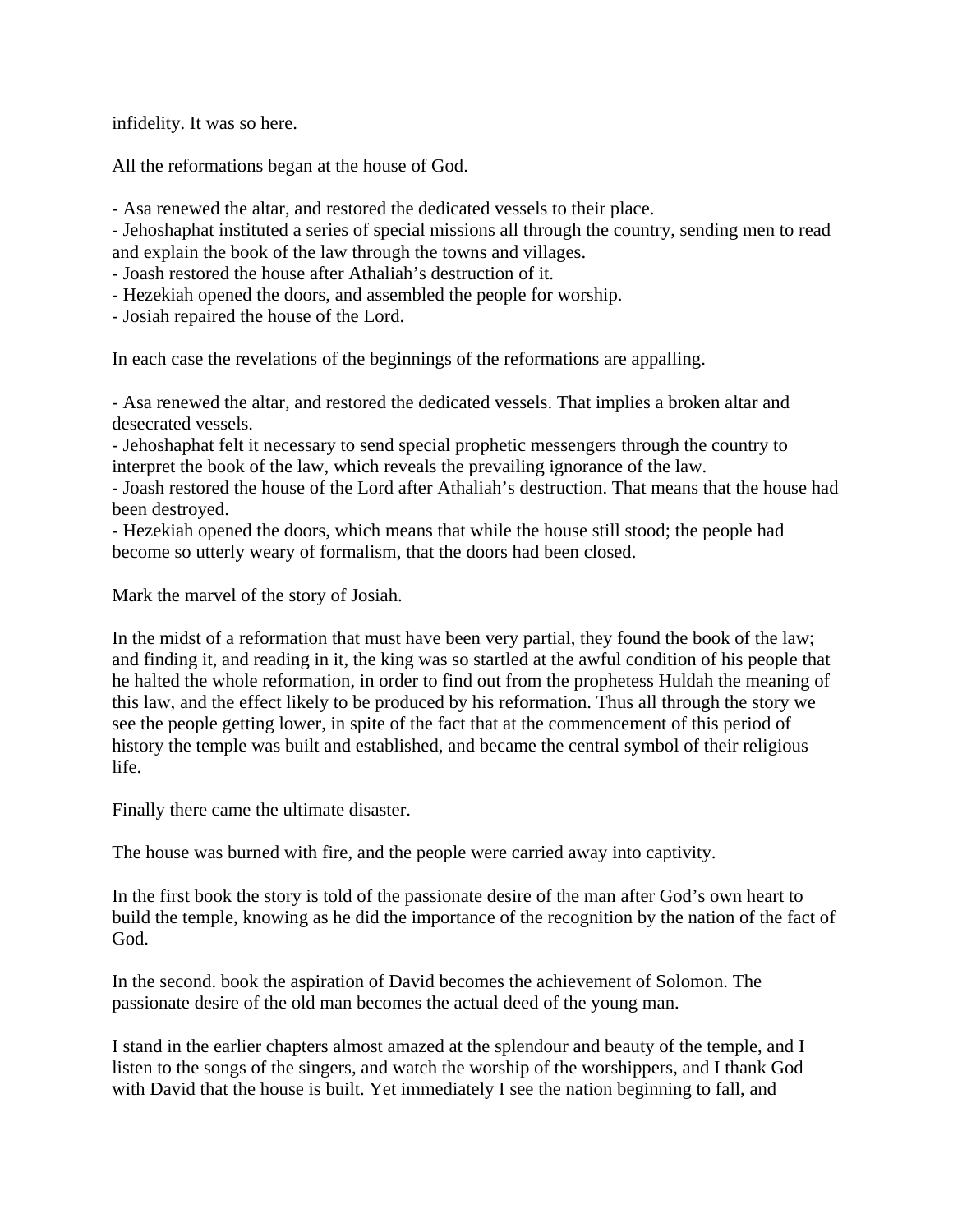infidelity. It was so here.

All the reformations began at the house of God.

- Asa renewed the altar, and restored the dedicated vessels to their place.
- Jehoshaphat instituted a series of special missions all through the country, sending men to read and explain the book of the law through the towns and villages.
- Joash restored the house after Athaliah's destruction of it.
- Hezekiah opened the doors, and assembled the people for worship.
- Josiah repaired the house of the Lord.

In each case the revelations of the beginnings of the reformations are appalling.

- Asa renewed the altar, and restored the dedicated vessels. That implies a broken altar and desecrated vessels.
- Jehoshaphat felt it necessary to send special prophetic messengers through the country to interpret the book of the law, which reveals the prevailing ignorance of the law.
- Joash restored the house of the Lord after Athaliah's destruction. That means that the house had been destroyed.
- Hezekiah opened the doors, which means that while the house still stood; the people had become so utterly weary of formalism, that the doors had been closed.

Mark the marvel of the story of Josiah.

In the midst of a reformation that must have been very partial, they found the book of the law; and finding it, and reading in it, the king was so startled at the awful condition of his people that he halted the whole reformation, in order to find out from the prophetess Huldah the meaning of this law, and the effect likely to be produced by his reformation. Thus all through the story we see the people getting lower, in spite of the fact that at the commencement of this period of history the temple was built and established, and became the central symbol of their religious life.

Finally there came the ultimate disaster.

The house was burned with fire, and the people were carried away into captivity.

In the first book the story is told of the passionate desire of the man after God's own heart to build the temple, knowing as he did the importance of the recognition by the nation of the fact of God.

In the second. book the aspiration of David becomes the achievement of Solomon. The passionate desire of the old man becomes the actual deed of the young man.

I stand in the earlier chapters almost amazed at the splendour and beauty of the temple, and I listen to the songs of the singers, and watch the worship of the worshippers, and I thank God with David that the house is built. Yet immediately I see the nation beginning to fall, and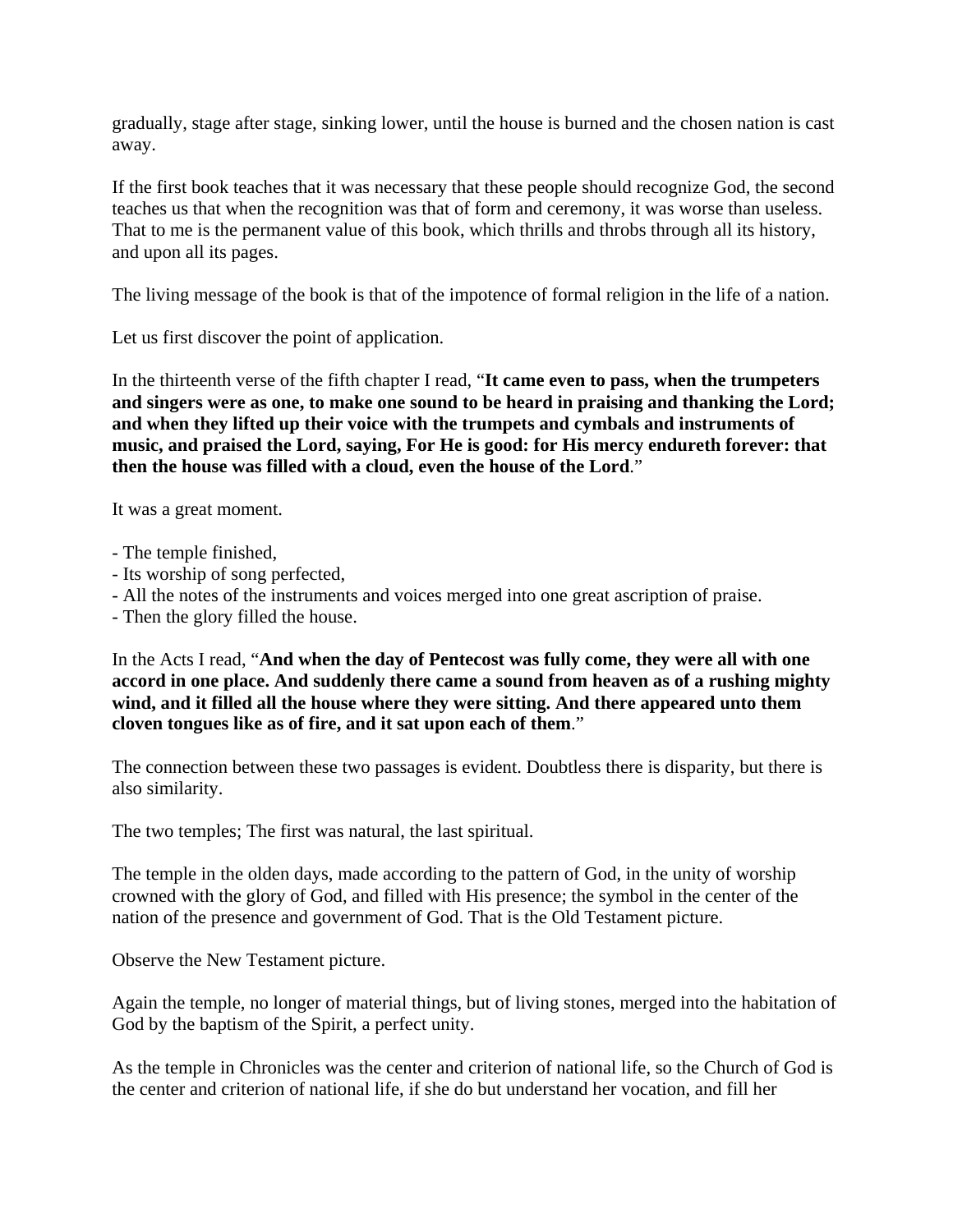gradually, stage after stage, sinking lower, until the house is burned and the chosen nation is cast away.

If the first book teaches that it was necessary that these people should recognize God, the second teaches us that when the recognition was that of form and ceremony, it was worse than useless. That to me is the permanent value of this book, which thrills and throbs through all its history, and upon all its pages.

The living message of the book is that of the impotence of formal religion in the life of a nation.

Let us first discover the point of application.

In the thirteenth verse of the fifth chapter I read, "**It came even to pass, when the trumpeters and singers were as one, to make one sound to be heard in praising and thanking the Lord; and when they lifted up their voice with the trumpets and cymbals and instruments of music, and praised the Lord, saying, For He is good: for His mercy endureth forever: that then the house was filled with a cloud, even the house of the Lord**."

It was a great moment.

- The temple finished,
- Its worship of song perfected,
- All the notes of the instruments and voices merged into one great ascription of praise.
- Then the glory filled the house.

In the Acts I read, "**And when the day of Pentecost was fully come, they were all with one accord in one place. And suddenly there came a sound from heaven as of a rushing mighty wind, and it filled all the house where they were sitting. And there appeared unto them cloven tongues like as of fire, and it sat upon each of them**."

The connection between these two passages is evident. Doubtless there is disparity, but there is also similarity.

The two temples; The first was natural, the last spiritual.

The temple in the olden days, made according to the pattern of God, in the unity of worship crowned with the glory of God, and filled with His presence; the symbol in the center of the nation of the presence and government of God. That is the Old Testament picture.

Observe the New Testament picture.

Again the temple, no longer of material things, but of living stones, merged into the habitation of God by the baptism of the Spirit, a perfect unity.

As the temple in Chronicles was the center and criterion of national life, so the Church of God is the center and criterion of national life, if she do but understand her vocation, and fill her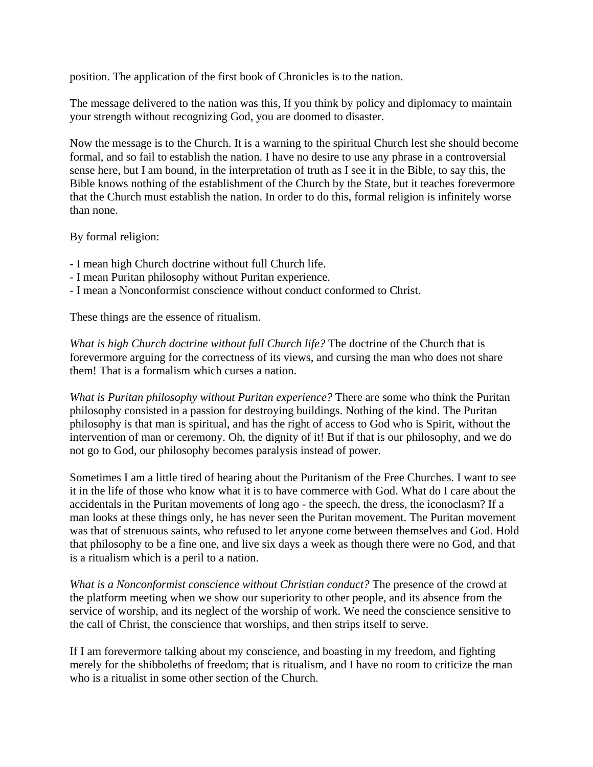position. The application of the first book of Chronicles is to the nation.

The message delivered to the nation was this, If you think by policy and diplomacy to maintain your strength without recognizing God, you are doomed to disaster.

Now the message is to the Church. It is a warning to the spiritual Church lest she should become formal, and so fail to establish the nation. I have no desire to use any phrase in a controversial sense here, but I am bound, in the interpretation of truth as I see it in the Bible, to say this, the Bible knows nothing of the establishment of the Church by the State, but it teaches forevermore that the Church must establish the nation. In order to do this, formal religion is infinitely worse than none.

By formal religion:

- I mean high Church doctrine without full Church life.
- I mean Puritan philosophy without Puritan experience.
- I mean a Nonconformist conscience without conduct conformed to Christ.

These things are the essence of ritualism.

*What is high Church doctrine without full Church life?* The doctrine of the Church that is forevermore arguing for the correctness of its views, and cursing the man who does not share them! That is a formalism which curses a nation.

*What is Puritan philosophy without Puritan experience?* There are some who think the Puritan philosophy consisted in a passion for destroying buildings. Nothing of the kind. The Puritan philosophy is that man is spiritual, and has the right of access to God who is Spirit, without the intervention of man or ceremony. Oh, the dignity of it! But if that is our philosophy, and we do not go to God, our philosophy becomes paralysis instead of power.

Sometimes I am a little tired of hearing about the Puritanism of the Free Churches. I want to see it in the life of those who know what it is to have commerce with God. What do I care about the accidentals in the Puritan movements of long ago - the speech, the dress, the iconoclasm? If a man looks at these things only, he has never seen the Puritan movement. The Puritan movement was that of strenuous saints, who refused to let anyone come between themselves and God. Hold that philosophy to be a fine one, and live six days a week as though there were no God, and that is a ritualism which is a peril to a nation.

*What is a Nonconformist conscience without Christian conduct?* The presence of the crowd at the platform meeting when we show our superiority to other people, and its absence from the service of worship, and its neglect of the worship of work. We need the conscience sensitive to the call of Christ, the conscience that worships, and then strips itself to serve.

If I am forevermore talking about my conscience, and boasting in my freedom, and fighting merely for the shibboleths of freedom; that is ritualism, and I have no room to criticize the man who is a ritualist in some other section of the Church.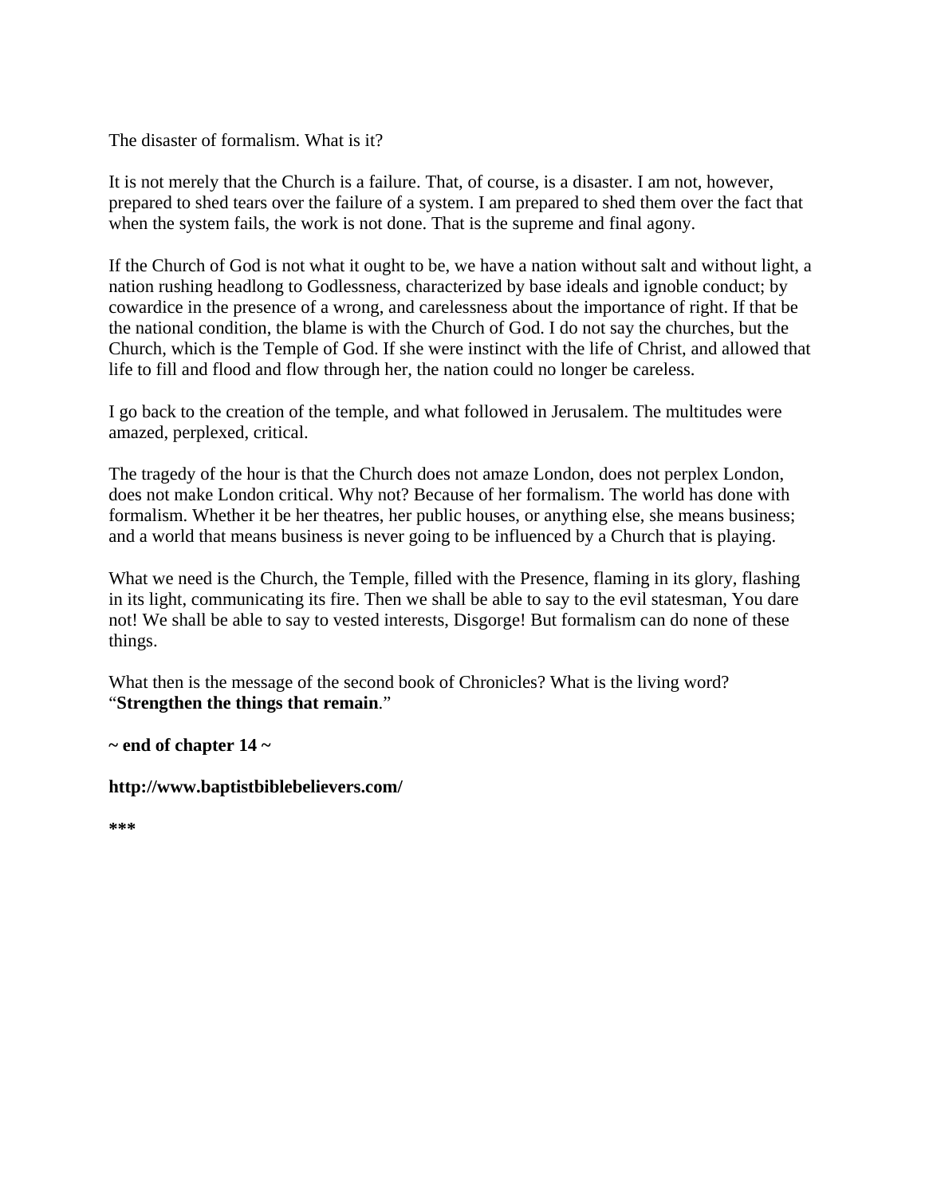The disaster of formalism. What is it?

It is not merely that the Church is a failure. That, of course, is a disaster. I am not, however, prepared to shed tears over the failure of a system. I am prepared to shed them over the fact that when the system fails, the work is not done. That is the supreme and final agony.

If the Church of God is not what it ought to be, we have a nation without salt and without light, a nation rushing headlong to Godlessness, characterized by base ideals and ignoble conduct; by cowardice in the presence of a wrong, and carelessness about the importance of right. If that be the national condition, the blame is with the Church of God. I do not say the churches, but the Church, which is the Temple of God. If she were instinct with the life of Christ, and allowed that life to fill and flood and flow through her, the nation could no longer be careless.

I go back to the creation of the temple, and what followed in Jerusalem. The multitudes were amazed, perplexed, critical.

The tragedy of the hour is that the Church does not amaze London, does not perplex London, does not make London critical. Why not? Because of her formalism. The world has done with formalism. Whether it be her theatres, her public houses, or anything else, she means business; and a world that means business is never going to be influenced by a Church that is playing.

What we need is the Church, the Temple, filled with the Presence, flaming in its glory, flashing in its light, communicating its fire. Then we shall be able to say to the evil statesman, You dare not! We shall be able to say to vested interests, Disgorge! But formalism can do none of these things.

What then is the message of the second book of Chronicles? What is the living word? "**Strengthen the things that remain**."

**~ end of chapter 14 ~**

**http://www.baptistbiblebelievers.com/**

**\*\*\***